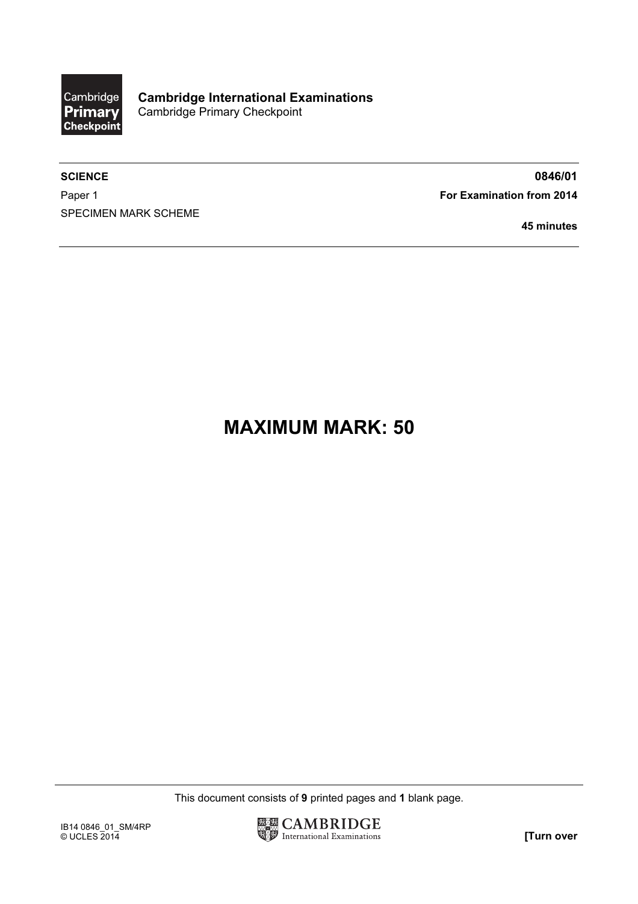**Cambridge International Examinations**
Cambridge Primary Checkpoint

**SCIENCE** **0846/01**

Paper 1 **For Examination from 2014**

SPECIMEN MARK SCHEME

**45 minutes**

# MAXIMUM MARK: 50

This document consists of **9** printed pages and **1** blank page.

IB14 0846_01_SM/4RP
© UCLES 2014

**[Turn over**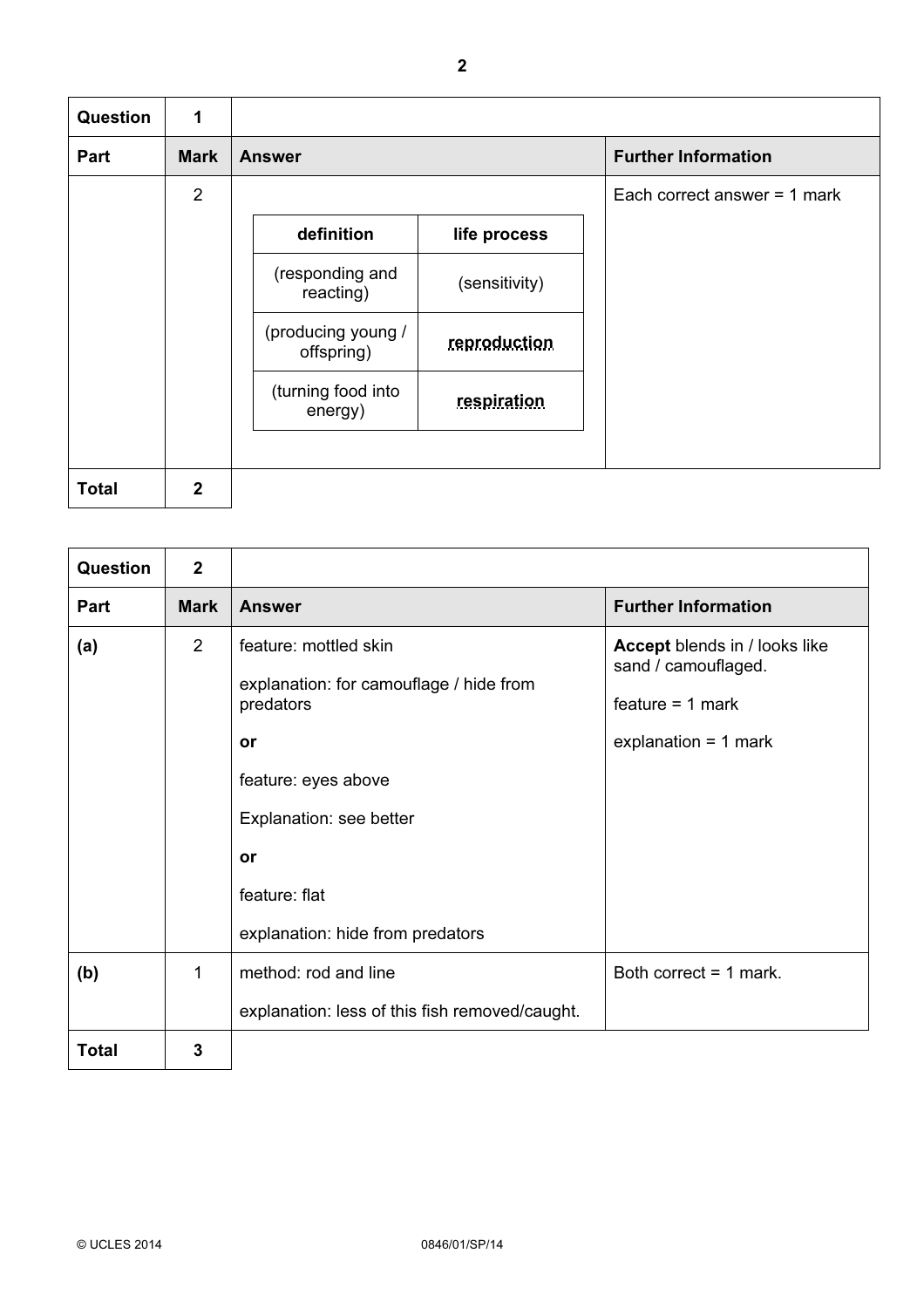| Question | 1 | | |
|---|---|---|---|
| **Part** | **Mark** | **Answer** | **Further Information** |
| | 2 | <table><tr><th>definition</th><th>life process</th></tr><tr><td>(responding and reacting)</td><td>(sensitivity)</td></tr><tr><td>(producing young / offspring)</td><td>**reproduction**</td></tr><tr><td>(turning food into energy)</td><td>**respiration**</td></tr></table> | Each correct answer = 1 mark |
| **Total** | **2** | | |

| Question | 2 | | |
|---|---|---|---|
| **Part** | **Mark** | **Answer** | **Further Information** |
| **(a)** | 2 | feature: mottled skin<br><br>explanation: for camouflage / hide from predators<br><br>**or**<br><br>feature: eyes above<br><br>Explanation: see better<br><br>**or**<br><br>feature: flat<br><br>explanation: hide from predators | **Accept** blends in / looks like sand / camouflaged.<br><br>feature = 1 mark<br><br>explanation = 1 mark |
| **(b)** | 1 | method: rod and line<br><br>explanation: less of this fish removed/caught. | Both correct = 1 mark. |
| **Total** | **3** | | |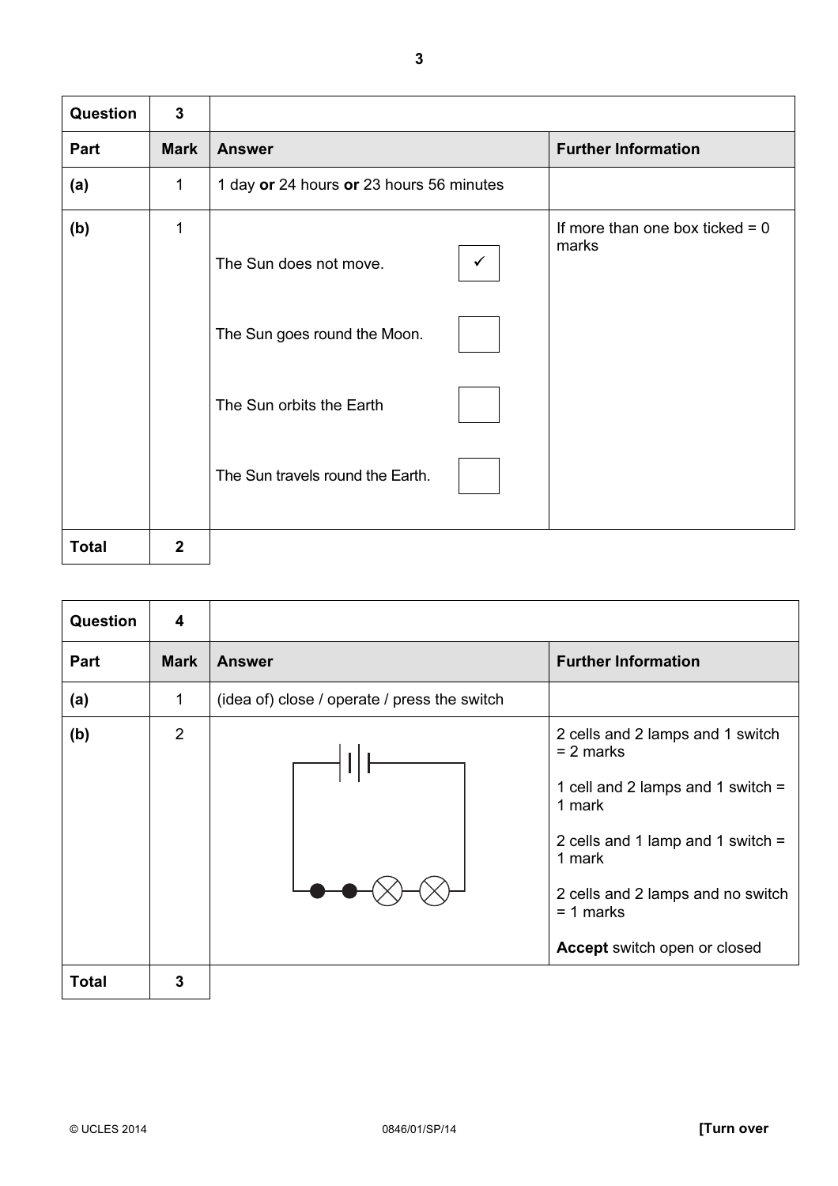| Question | 3 | | |
|---|---|---|---|
| **Part** | **Mark** | **Answer** | **Further Information** |
| **(a)** | 1 | 1 day **or** 24 hours **or** 23 hours 56 minutes | |
| **(b)** | 1 | The Sun does not move. ✓<br><br>The Sun goes round the Moon. ☐<br><br>The Sun orbits the Earth ☐<br><br>The Sun travels round the Earth. ☐ | If more than one box ticked = 0 marks |
| **Total** | **2** | | |

| Question | 4 | | |
|---|---|---|---|
| **Part** | **Mark** | **Answer** | **Further Information** |
| **(a)** | 1 | (idea of) close / operate / press the switch | |
| **(b)** | 2 | [Circuit diagram: 2 cells, switch and 2 lamps in series] | 2 cells and 2 lamps and 1 switch = 2 marks<br><br>1 cell and 2 lamps and 1 switch = 1 mark<br><br>2 cells and 1 lamp and 1 switch = 1 mark<br><br>2 cells and 2 lamps and no switch = 1 marks<br><br>**Accept** switch open or closed |
| **Total** | **3** | | |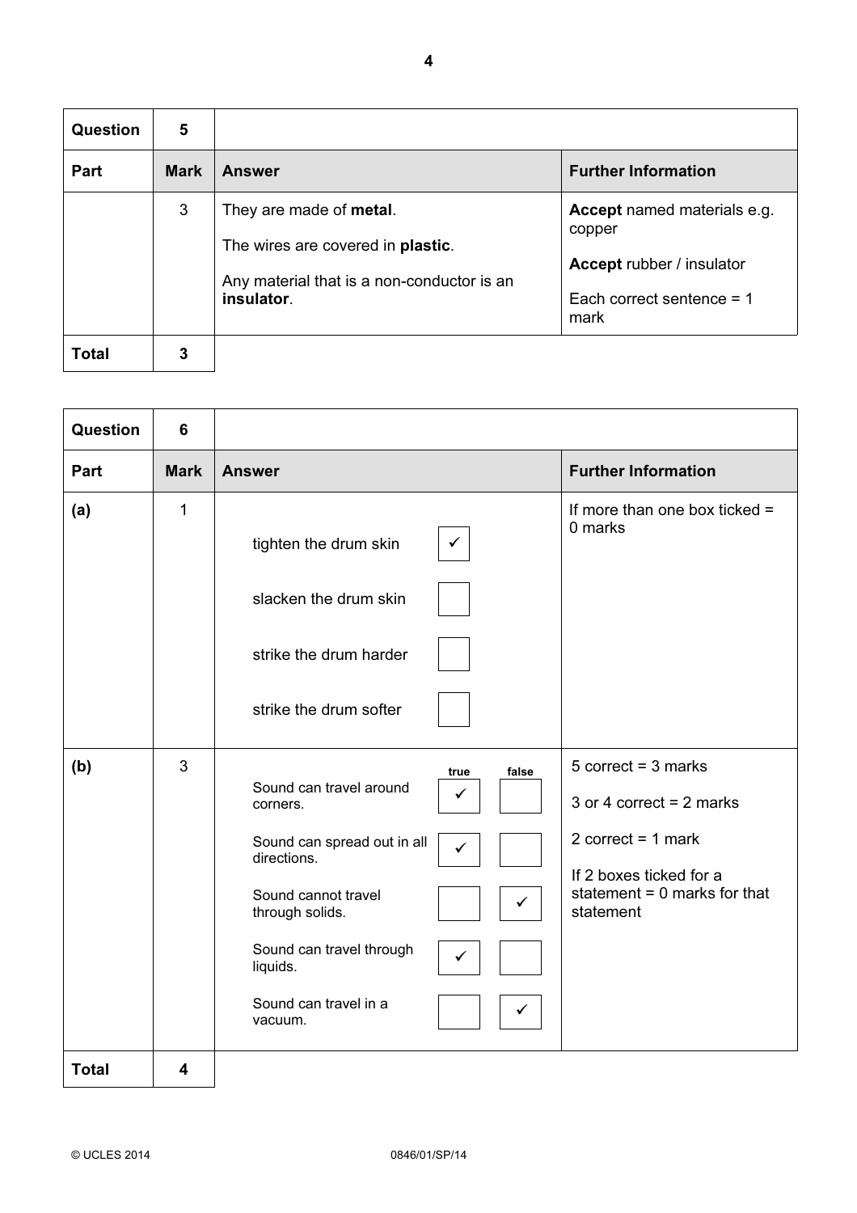| Question | 5 | | |
|---|---|---|---|
| **Part** | **Mark** | **Answer** | **Further Information** |
| | 3 | They are made of **metal**.<br><br>The wires are covered in **plastic**.<br><br>Any material that is a non-conductor is an **insulator**. | **Accept** named materials e.g. copper<br><br>**Accept** rubber / insulator<br><br>Each correct sentence = 1 mark |
| **Total** | **3** | | |

| Question | 6 | | |
|---|---|---|---|
| **Part** | **Mark** | **Answer** | **Further Information** |
| **(a)** | 1 | tighten the drum skin ✓<br><br>slacken the drum skin ☐<br><br>strike the drum harder ☐<br><br>strike the drum softer ☐ | If more than one box ticked = 0 marks |
| **(b)** | 3 | (true / false)<br><br>Sound can travel around corners. — true ✓<br><br>Sound can spread out in all directions. — true ✓<br><br>Sound cannot travel through solids. — false ✓<br><br>Sound can travel through liquids. — true ✓<br><br>Sound can travel in a vacuum. — false ✓ | 5 correct = 3 marks<br><br>3 or 4 correct = 2 marks<br><br>2 correct = 1 mark<br><br>If 2 boxes ticked for a statement = 0 marks for that statement |
| **Total** | **4** | | |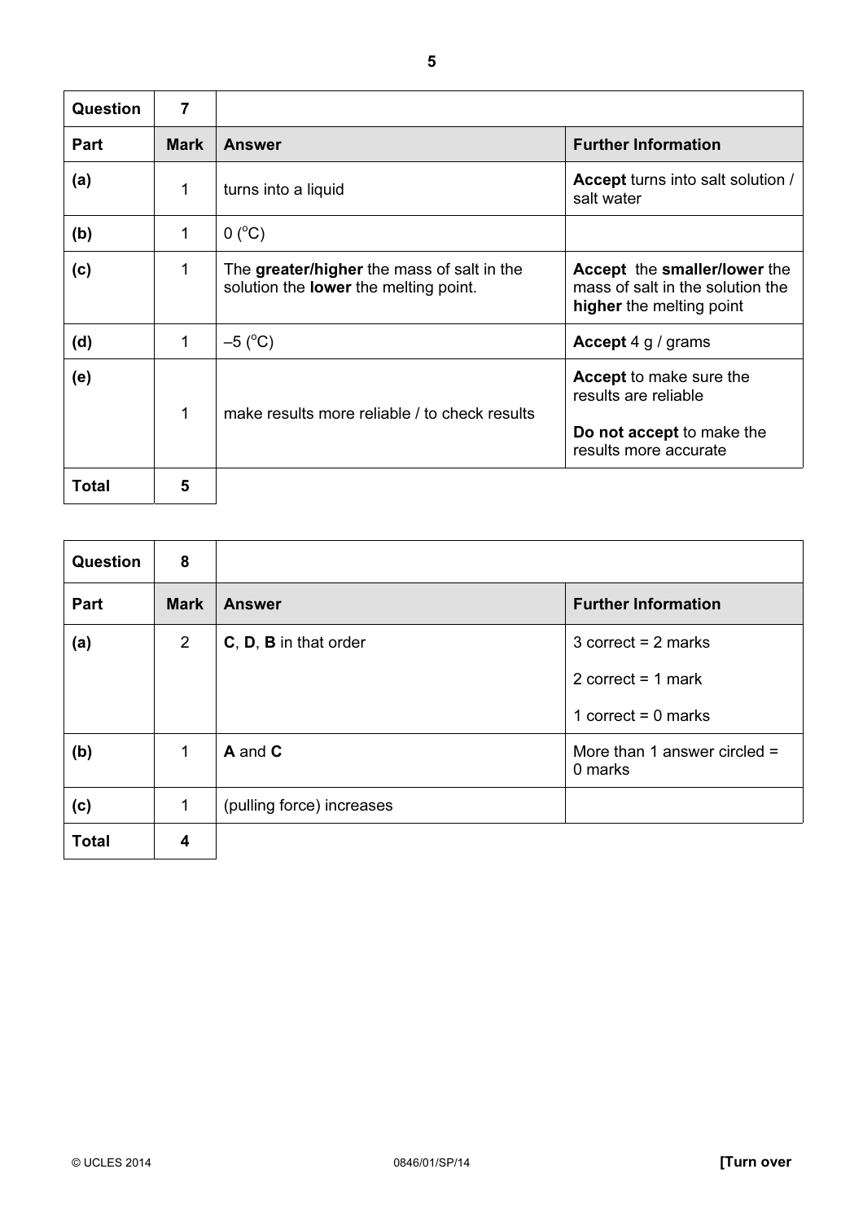| Question | 7 | | |
|---|---|---|---|
| **Part** | **Mark** | **Answer** | **Further Information** |
| **(a)** | 1 | turns into a liquid | **Accept** turns into salt solution / salt water |
| **(b)** | 1 | 0 ($^{o}$C) | |
| **(c)** | 1 | The **greater/higher** the mass of salt in the solution the **lower** the melting point. | **Accept** the **smaller/lower** the mass of salt in the solution the **higher** the melting point |
| **(d)** | 1 | –5 ($^{o}$C) | **Accept** 4 g / grams |
| **(e)** | 1 | make results more reliable / to check results | **Accept** to make sure the results are reliable<br><br>**Do not accept** to make the results more accurate |
| **Total** | **5** | | |

| Question | 8 | | |
|---|---|---|---|
| **Part** | **Mark** | **Answer** | **Further Information** |
| **(a)** | 2 | **C**, **D**, **B** in that order | 3 correct = 2 marks<br><br>2 correct = 1 mark<br><br>1 correct = 0 marks |
| **(b)** | 1 | **A** and **C** | More than 1 answer circled = 0 marks |
| **(c)** | 1 | (pulling force) increases | |
| **Total** | **4** | | |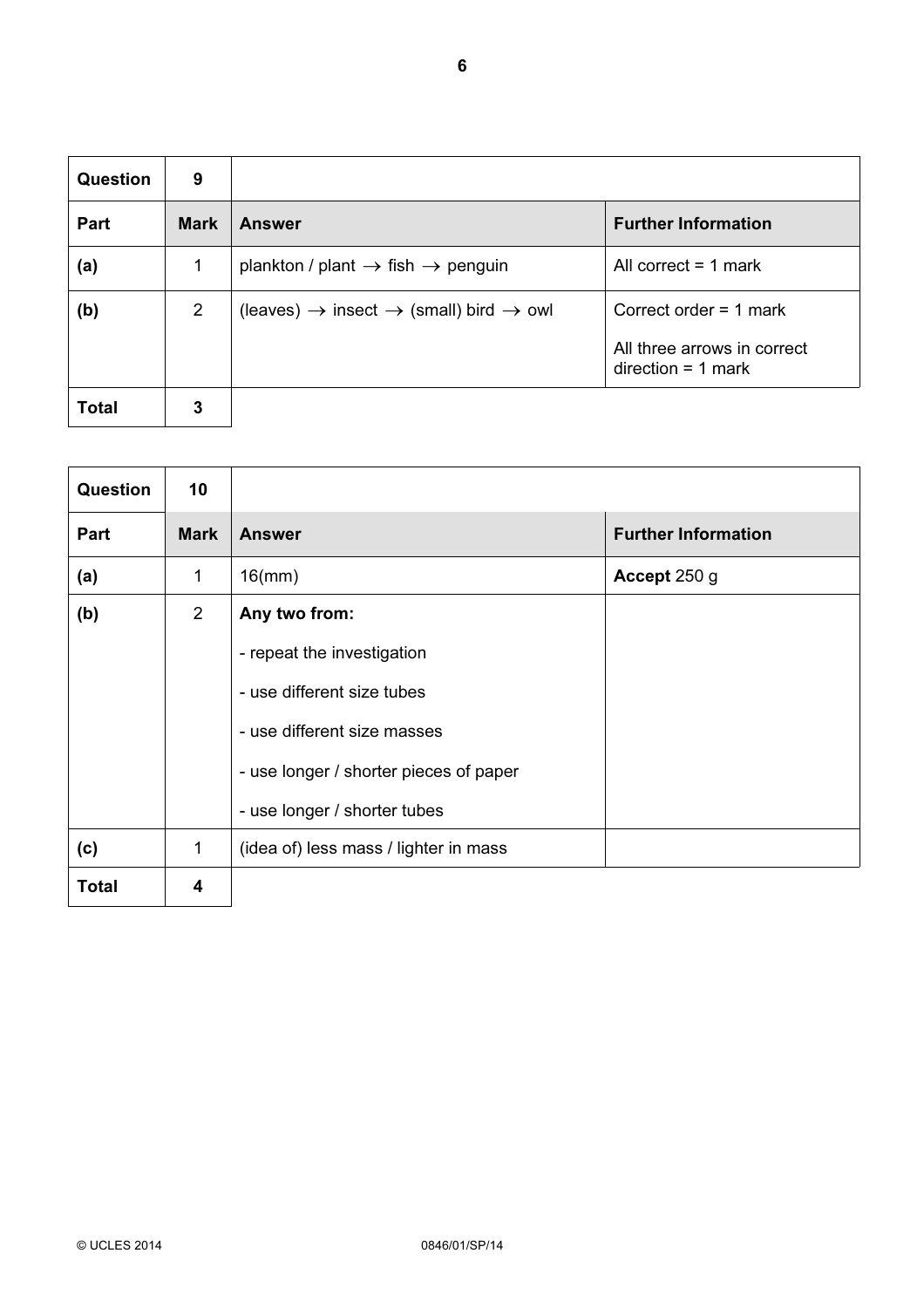| Question | 9 | | |
|---|---|---|---|
| **Part** | **Mark** | **Answer** | **Further Information** |
| **(a)** | 1 | plankton / plant → fish → penguin | All correct = 1 mark |
| **(b)** | 2 | (leaves) → insect → (small) bird → owl | Correct order = 1 mark<br><br>All three arrows in correct direction = 1 mark |
| **Total** | **3** | | |

| Question | 10 | | |
|---|---|---|---|
| **Part** | **Mark** | **Answer** | **Further Information** |
| **(a)** | 1 | 16(mm) | **Accept** 250 g |
| **(b)** | 2 | **Any two from:**<br><br>- repeat the investigation<br><br>- use different size tubes<br><br>- use different size masses<br><br>- use longer / shorter pieces of paper<br><br>- use longer / shorter tubes | |
| **(c)** | 1 | (idea of) less mass / lighter in mass | |
| **Total** | **4** | | |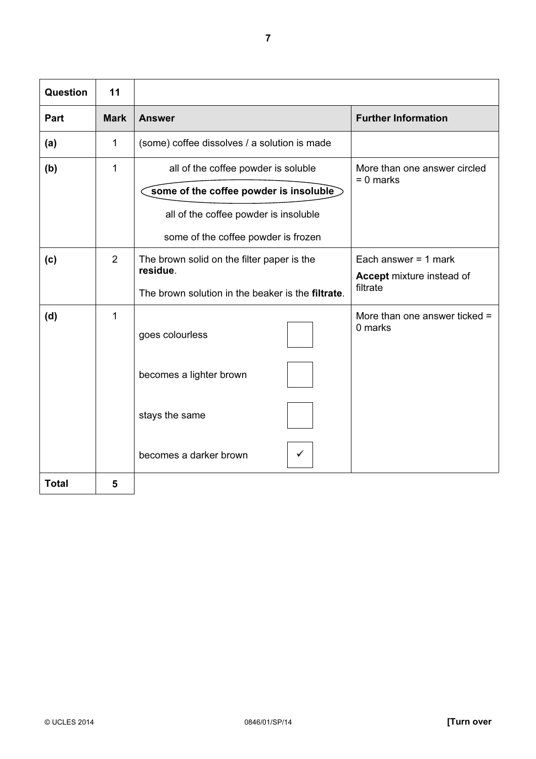| Question | 11 | | |
|---|---|---|---|
| **Part** | **Mark** | **Answer** | **Further Information** |
| **(a)** | 1 | (some) coffee dissolves / a solution is made | |
| **(b)** | 1 | all of the coffee powder is soluble<br>**some of the coffee powder is insoluble** (circled)<br>all of the coffee powder is insoluble<br>some of the coffee powder is frozen | More than one answer circled = 0 marks |
| **(c)** | 2 | The brown solid on the filter paper is the **residue**.<br>The brown solution in the beaker is the **filtrate**. | Each answer = 1 mark<br>**Accept** mixture instead of filtrate |
| **(d)** | 1 | goes colourless ☐<br>becomes a lighter brown ☐<br>stays the same ☐<br>becomes a darker brown ✓ | More than one answer ticked = 0 marks |
| **Total** | **5** | | |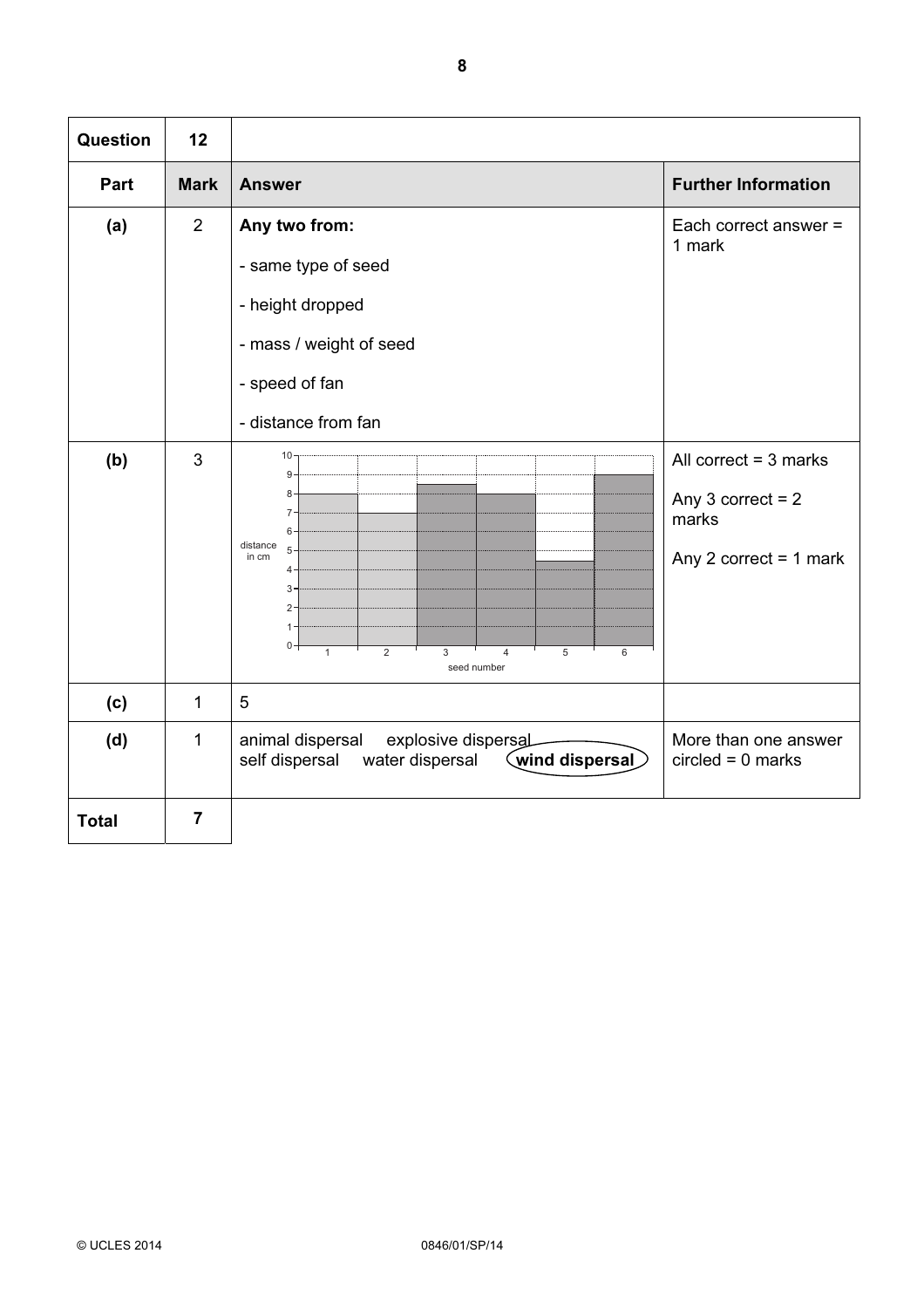| Question | 12 | | |
|---|---|---|---|
| **Part** | **Mark** | **Answer** | **Further Information** |
| **(a)** | 2 | **Any two from:**<br>- same type of seed<br>- height dropped<br>- mass / weight of seed<br>- speed of fan<br>- distance from fan | Each correct answer = 1 mark |
| **(b)** | 3 | Bar chart: distance in cm (0–10) against seed number (1–6). Seed 1 = 8, seed 2 = 7, seed 3 = 8.5, seed 4 = 8, seed 5 = 4.5, seed 6 = 9 | All correct = 3 marks<br><br>Any 3 correct = 2 marks<br><br>Any 2 correct = 1 mark |
| **(c)** | 1 | 5 | |
| **(d)** | 1 | animal dispersal    explosive dispersal<br>self dispersal    water dispersal    (**wind dispersal** – circled) | More than one answer circled = 0 marks |
| **Total** | **7** | | |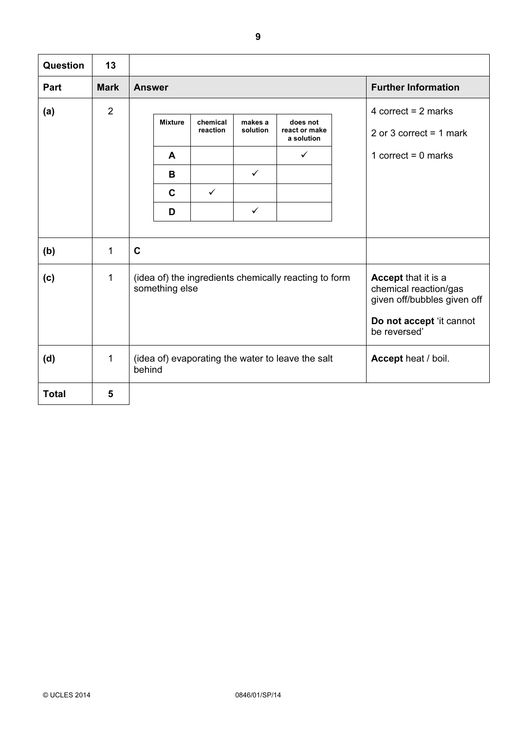| Question | 13 | | |
|---|---|---|---|
| **Part** | **Mark** | **Answer** | **Further Information** |
| **(a)** | 2 | see table below | 4 correct = 2 marks<br>2 or 3 correct = 1 mark<br>1 correct = 0 marks |
| **(b)** | 1 | **C** | |
| **(c)** | 1 | (idea of) the ingredients chemically reacting to form something else | **Accept** that it is a chemical reaction/gas given off/bubbles given off<br>**Do not accept** 'it cannot be reversed' |
| **(d)** | 1 | (idea of) evaporating the water to leave the salt behind | **Accept** heat / boil. |
| **Total** | **5** | | |

Part (a) answer:

| Mixture | chemical reaction | makes a solution | does not react or make a solution |
|---|---|---|---|
| **A** | | | ✓ |
| **B** | | ✓ | |
| **C** | ✓ | | |
| **D** | | ✓ | |